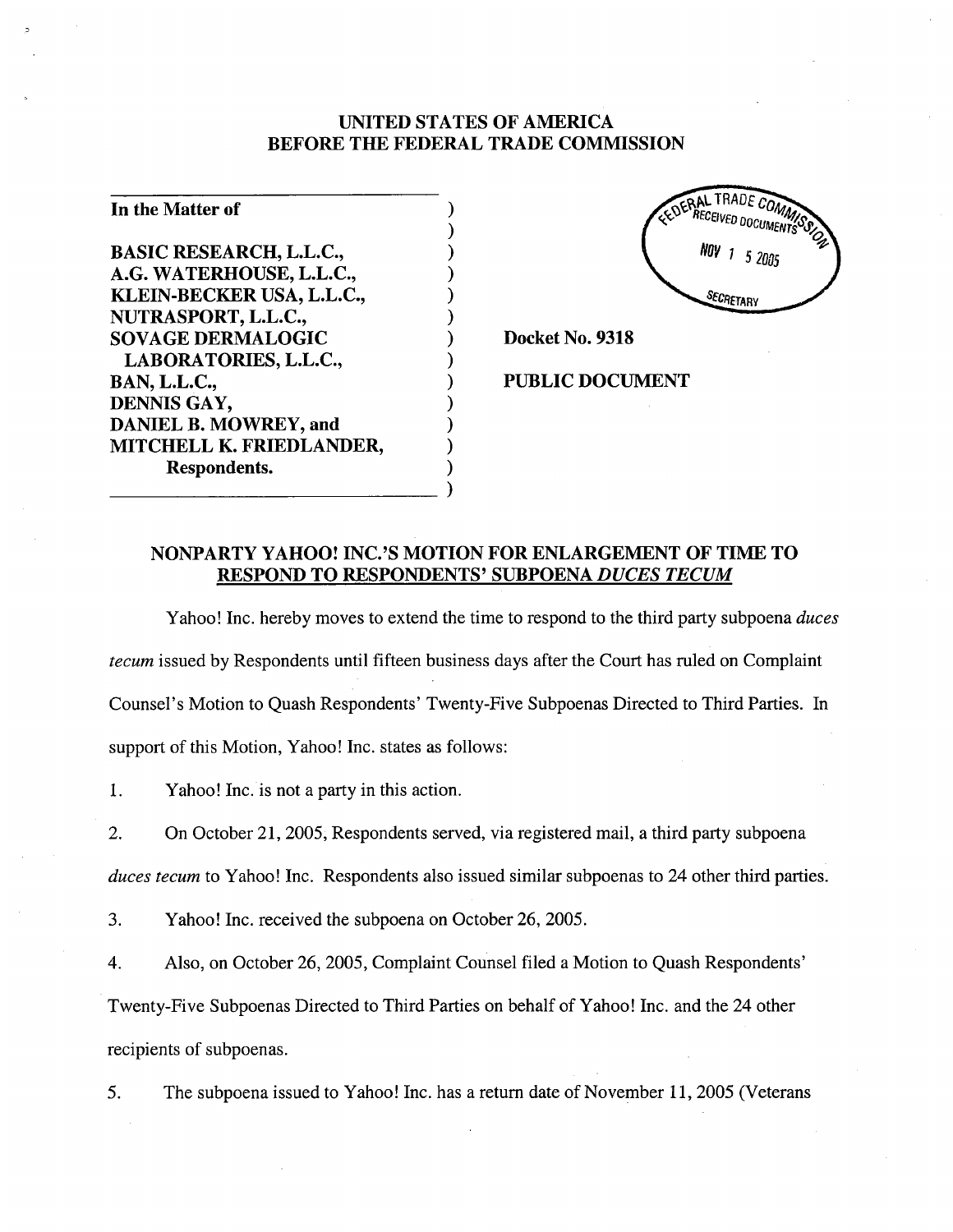**UNITED STATES OF AMERICA**
**BEFORE THE FEDERAL TRADE COMMISSION**

FEDERAL TRADE COMMISSION RECEIVED DOCUMENTS NOV 15 2005 SECRETARY

| | |
|---|---|
| **In the Matter of**<br><br>**BASIC RESEARCH, L.L.C.,**<br>**A.G. WATERHOUSE, L.L.C.,**<br>**KLEIN-BECKER USA, L.L.C.,**<br>**NUTRASPORT, L.L.C.,**<br>**SOVAGE DERMALOGIC LABORATORIES, L.L.C.,**<br>**BAN, L.L.C.,**<br>**DENNIS GAY,**<br>**DANIEL B. MOWREY, and**<br>**MITCHELL K. FRIEDLANDER,**<br>**Respondents.** | **Docket No. 9318**<br><br>**PUBLIC DOCUMENT** |

## NONPARTY YAHOO! INC.'S MOTION FOR ENLARGEMENT OF TIME TO RESPOND TO RESPONDENTS' SUBPOENA *DUCES TECUM*

Yahoo! Inc. hereby moves to extend the time to respond to the third party subpoena *duces tecum* issued by Respondents until fifteen business days after the Court has ruled on Complaint Counsel's Motion to Quash Respondents' Twenty-Five Subpoenas Directed to Third Parties. In support of this Motion, Yahoo! Inc. states as follows:

1. Yahoo! Inc. is not a party in this action.

2. On October 21, 2005, Respondents served, via registered mail, a third party subpoena *duces tecum* to Yahoo! Inc. Respondents also issued similar subpoenas to 24 other third parties.

3. Yahoo! Inc. received the subpoena on October 26, 2005.

4. Also, on October 26, 2005, Complaint Counsel filed a Motion to Quash Respondents' Twenty-Five Subpoenas Directed to Third Parties on behalf of Yahoo! Inc. and the 24 other recipients of subpoenas.

5. The subpoena issued to Yahoo! Inc. has a return date of November 11, 2005 (Veterans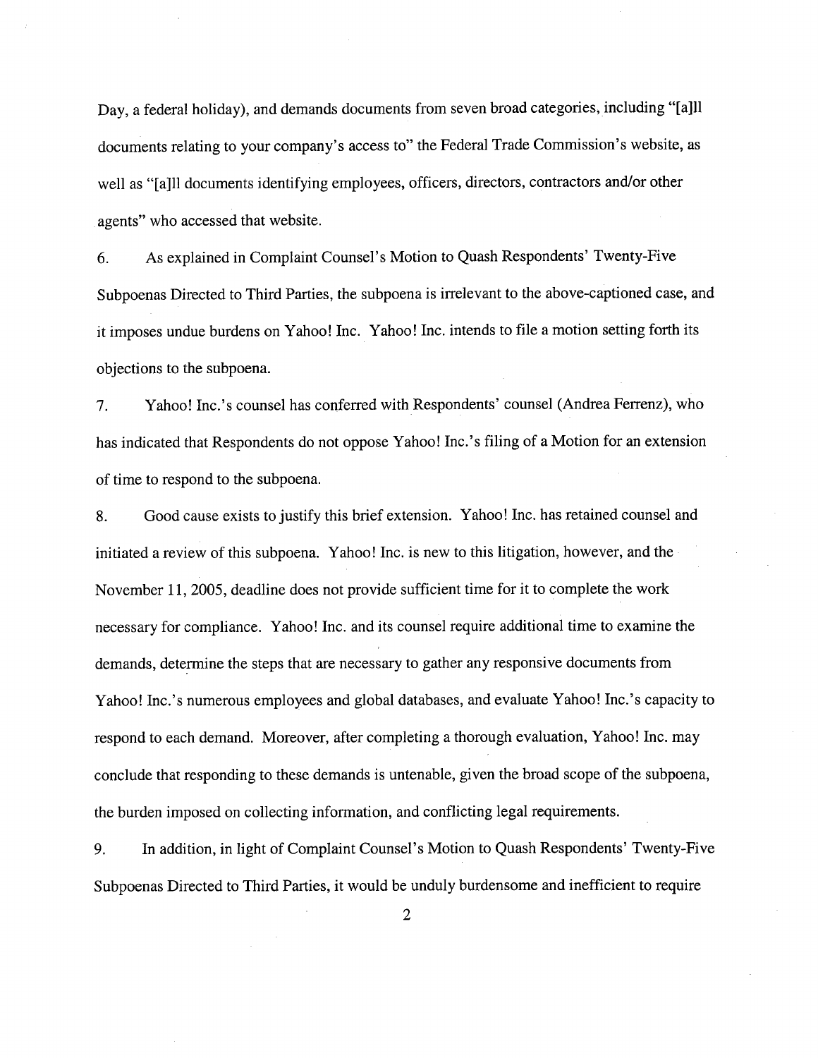Day, a federal holiday), and demands documents from seven broad categories, including "[a]ll documents relating to your company's access to" the Federal Trade Commission's website, as well as "[a]ll documents identifying employees, officers, directors, contractors and/or other agents" who accessed that website.

6. As explained in Complaint Counsel's Motion to Quash Respondents' Twenty-Five Subpoenas Directed to Third Parties, the subpoena is irrelevant to the above-captioned case, and it imposes undue burdens on Yahoo! Inc. Yahoo! Inc. intends to file a motion setting forth its objections to the subpoena.

7. Yahoo! Inc.'s counsel has conferred with Respondents' counsel (Andrea Ferrenz), who has indicated that Respondents do not oppose Yahoo! Inc.'s filing of a Motion for an extension of time to respond to the subpoena.

8. Good cause exists to justify this brief extension. Yahoo! Inc. has retained counsel and initiated a review of this subpoena. Yahoo! Inc. is new to this litigation, however, and the November 11, 2005, deadline does not provide sufficient time for it to complete the work necessary for compliance. Yahoo! Inc. and its counsel require additional time to examine the demands, determine the steps that are necessary to gather any responsive documents from Yahoo! Inc.'s numerous employees and global databases, and evaluate Yahoo! Inc.'s capacity to respond to each demand. Moreover, after completing a thorough evaluation, Yahoo! Inc. may conclude that responding to these demands is untenable, given the broad scope of the subpoena, the burden imposed on collecting information, and conflicting legal requirements.

9. In addition, in light of Complaint Counsel's Motion to Quash Respondents' Twenty-Five Subpoenas Directed to Third Parties, it would be unduly burdensome and inefficient to require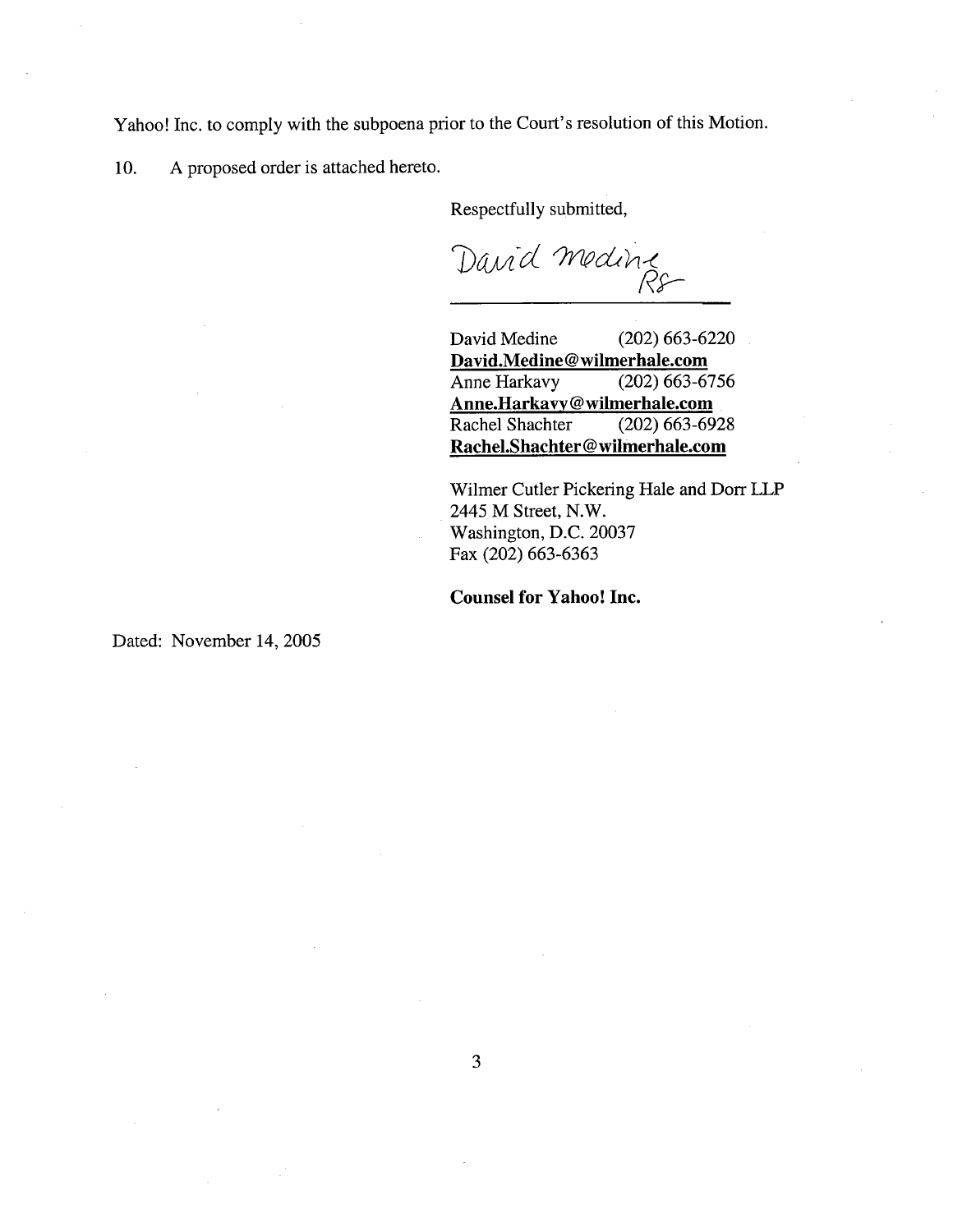Yahoo! Inc. to comply with the subpoena prior to the Court's resolution of this Motion.

10. A proposed order is attached hereto.

Respectfully submitted,

David Medine RS

David Medine (202) 663-6220
**David.Medine@wilmerhale.com**
Anne Harkavy (202) 663-6756
**Anne.Harkavy@wilmerhale.com**
Rachel Shachter (202) 663-6928
**Rachel.Shachter@wilmerhale.com**

Wilmer Cutler Pickering Hale and Dorr LLP
2445 M Street, N.W.
Washington, D.C. 20037
Fax (202) 663-6363

**Counsel for Yahoo! Inc.**

Dated: November 14, 2005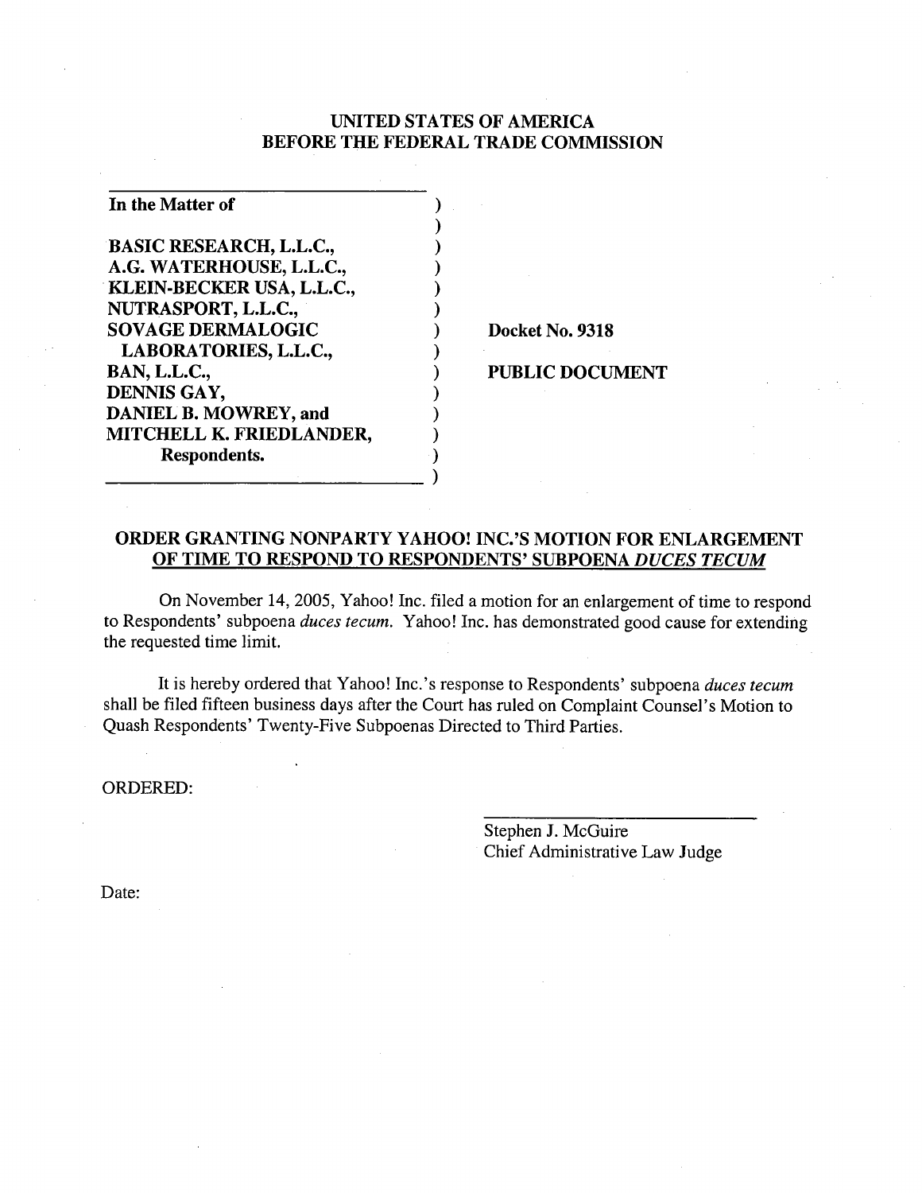**UNITED STATES OF AMERICA**
**BEFORE THE FEDERAL TRADE COMMISSION**

| | |
|---|---|
| **In the Matter of** | |
| **BASIC RESEARCH, L.L.C.,** | |
| **A.G. WATERHOUSE, L.L.C.,** | |
| **KLEIN-BECKER USA, L.L.C.,** | |
| **NUTRASPORT, L.L.C.,** | |
| **SOVAGE DERMALOGIC LABORATORIES, L.L.C.,** | **Docket No. 9318** |
| **BAN, L.L.C.,** | **PUBLIC DOCUMENT** |
| **DENNIS GAY,** | |
| **DANIEL B. MOWREY, and** | |
| **MITCHELL K. FRIEDLANDER,** | |
| **Respondents.** | |

## ORDER GRANTING NONPARTY YAHOO! INC.'S MOTION FOR ENLARGEMENT OF TIME TO RESPOND TO RESPONDENTS' SUBPOENA *DUCES TECUM*

On November 14, 2005, Yahoo! Inc. filed a motion for an enlargement of time to respond to Respondents' subpoena *duces tecum*. Yahoo! Inc. has demonstrated good cause for extending the requested time limit.

It is hereby ordered that Yahoo! Inc.'s response to Respondents' subpoena *duces tecum* shall be filed fifteen business days after the Court has ruled on Complaint Counsel's Motion to Quash Respondents' Twenty-Five Subpoenas Directed to Third Parties.

ORDERED:

Stephen J. McGuire
Chief Administrative Law Judge

Date: